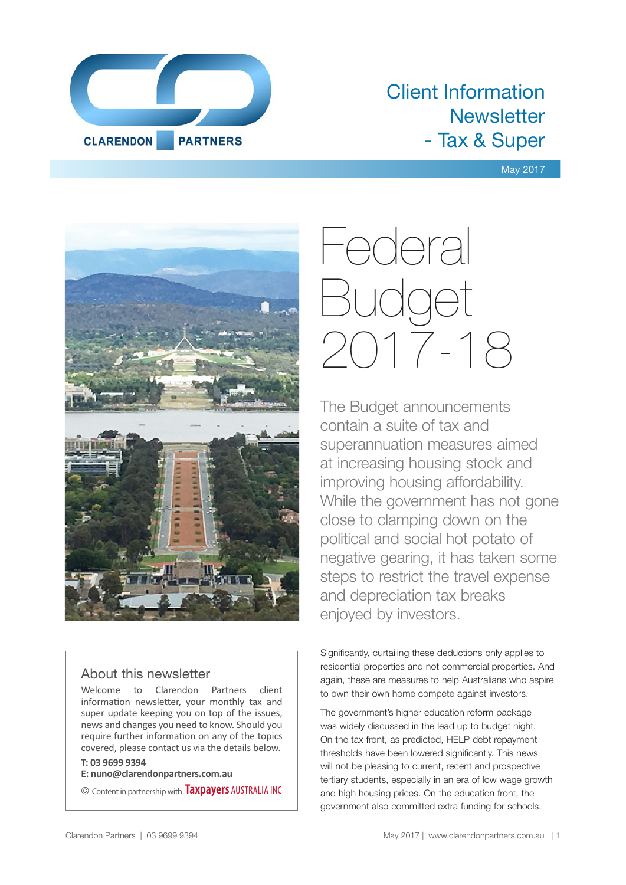CLARENDON PARTNERS

# Client Information Newsletter - Tax & Super

May 2017

# Federal Budget 2017-18

The Budget announcements contain a suite of tax and superannuation measures aimed at increasing housing stock and improving housing affordability. While the government has not gone close to clamping down on the political and social hot potato of negative gearing, it has taken some steps to restrict the travel expense and depreciation tax breaks enjoyed by investors.

Significantly, curtailing these deductions only applies to residential properties and not commercial properties. And again, these are measures to help Australians who aspire to own their own home compete against investors.

The government's higher education reform package was widely discussed in the lead up to budget night. On the tax front, as predicted, HELP debt repayment thresholds have been lowered significantly. This news will not be pleasing to current, recent and prospective tertiary students, especially in an era of low wage growth and high housing prices. On the education front, the government also committed extra funding for schools.

## About this newsletter

Welcome to Clarendon Partners client information newsletter, your monthly tax and super update keeping you on top of the issues, news and changes you need to know. Should you require further information on any of the topics covered, please contact us via the details below.

**T: 03 9699 9394**
**E: nuno@clarendonpartners.com.au**

© Content in partnership with Taxpayers AUSTRALIA INC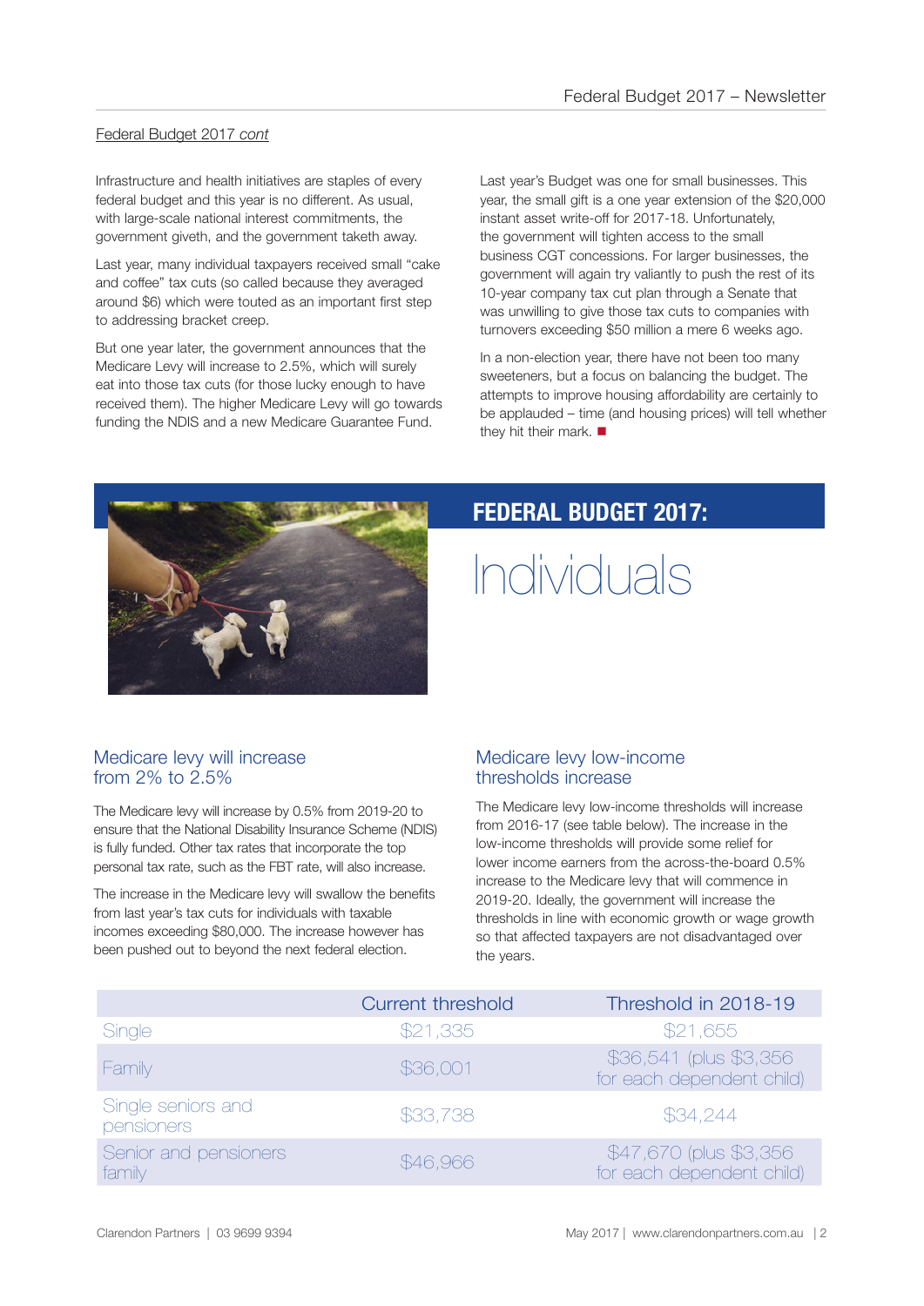Federal Budget 2017 *cont*

Infrastructure and health initiatives are staples of every federal budget and this year is no different. As usual, with large-scale national interest commitments, the government giveth, and the government taketh away.

Last year, many individual taxpayers received small "cake and coffee" tax cuts (so called because they averaged around $6) which were touted as an important first step to addressing bracket creep.

But one year later, the government announces that the Medicare Levy will increase to 2.5%, which will surely eat into those tax cuts (for those lucky enough to have received them). The higher Medicare Levy will go towards funding the NDIS and a new Medicare Guarantee Fund.

Last year's Budget was one for small businesses. This year, the small gift is a one year extension of the $20,000 instant asset write-off for 2017-18. Unfortunately, the government will tighten access to the small business CGT concessions. For larger businesses, the government will again try valiantly to push the rest of its 10-year company tax cut plan through a Senate that was unwilling to give those tax cuts to companies with turnovers exceeding $50 million a mere 6 weeks ago.

In a non-election year, there have not been too many sweeteners, but a focus on balancing the budget. The attempts to improve housing affordability are certainly to be applauded – time (and housing prices) will tell whether they hit their mark. ■

# FEDERAL BUDGET 2017: Individuals

## Medicare levy will increase from 2% to 2.5%

The Medicare levy will increase by 0.5% from 2019-20 to ensure that the National Disability Insurance Scheme (NDIS) is fully funded. Other tax rates that incorporate the top personal tax rate, such as the FBT rate, will also increase.

The increase in the Medicare levy will swallow the benefits from last year's tax cuts for individuals with taxable incomes exceeding $80,000. The increase however has been pushed out to beyond the next federal election.

## Medicare levy low-income thresholds increase

The Medicare levy low-income thresholds will increase from 2016-17 (see table below). The increase in the low-income thresholds will provide some relief for lower income earners from the across-the-board 0.5% increase to the Medicare levy that will commence in 2019-20. Ideally, the government will increase the thresholds in line with economic growth or wage growth so that affected taxpayers are not disadvantaged over the years.

| | Current threshold | Threshold in 2018-19 |
|---|---|---|
| Single | $21,335 | $21,655 |
| Family | $36,001 | $36,541 (plus $3,356 for each dependent child) |
| Single seniors and pensioners | $33,738 | $34,244 |
| Senior and pensioners family | $46,966 | $47,670 (plus $3,356 for each dependent child) |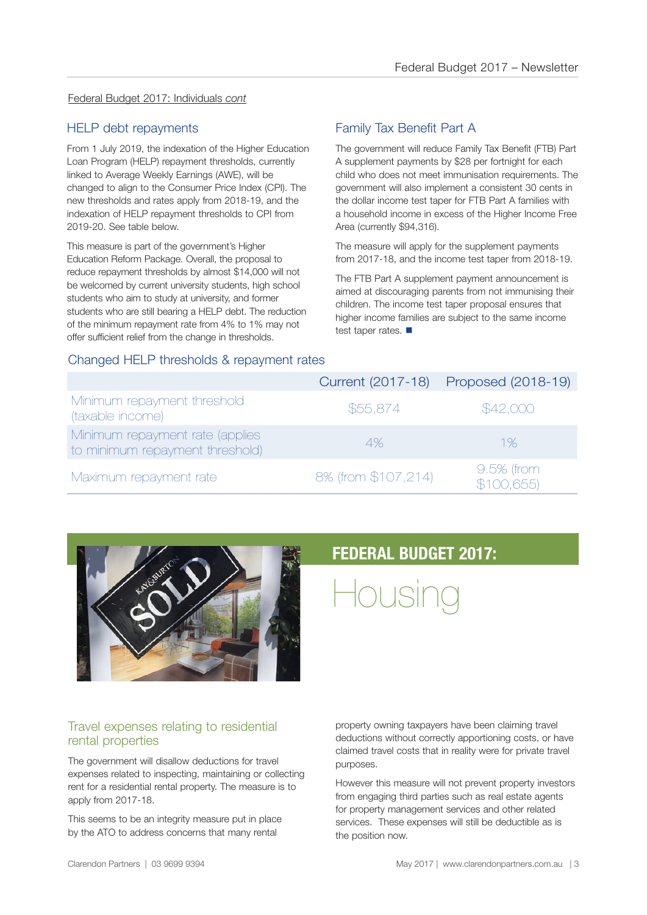Federal Budget 2017: Individuals *cont*

## HELP debt repayments

From 1 July 2019, the indexation of the Higher Education Loan Program (HELP) repayment thresholds, currently linked to Average Weekly Earnings (AWE), will be changed to align to the Consumer Price Index (CPI). The new thresholds and rates apply from 2018-19, and the indexation of HELP repayment thresholds to CPI from 2019-20. See table below.

This measure is part of the government's Higher Education Reform Package. Overall, the proposal to reduce repayment thresholds by almost $14,000 will not be welcomed by current university students, high school students who aim to study at university, and former students who are still bearing a HELP debt. The reduction of the minimum repayment rate from 4% to 1% may not offer sufficient relief from the change in thresholds.

## Family Tax Benefit Part A

The government will reduce Family Tax Benefit (FTB) Part A supplement payments by $28 per fortnight for each child who does not meet immunisation requirements. The government will also implement a consistent 30 cents in the dollar income test taper for FTB Part A families with a household income in excess of the Higher Income Free Area (currently $94,316).

The measure will apply for the supplement payments from 2017-18, and the income test taper from 2018-19.

The FTB Part A supplement payment announcement is aimed at discouraging parents from not immunising their children. The income test taper proposal ensures that higher income families are subject to the same income test taper rates. ■

### Changed HELP thresholds & repayment rates

| | Current (2017-18) | Proposed (2018-19) |
|---|---|---|
| Minimum repayment threshold (taxable income) | $55,874 | $42,000 |
| Minimum repayment rate (applies to minimum repayment threshold) | 4% | 1% |
| Maximum repayment rate | 8% (from $107,214) | 9.5% (from $100,655) |

# FEDERAL BUDGET 2017: Housing

## Travel expenses relating to residential rental properties

The government will disallow deductions for travel expenses related to inspecting, maintaining or collecting rent for a residential rental property. The measure is to apply from 2017-18.

This seems to be an integrity measure put in place by the ATO to address concerns that many rental property owning taxpayers have been claiming travel deductions without correctly apportioning costs, or have claimed travel costs that in reality were for private travel purposes.

However this measure will not prevent property investors from engaging third parties such as real estate agents for property management services and other related services. These expenses will still be deductible as is the position now.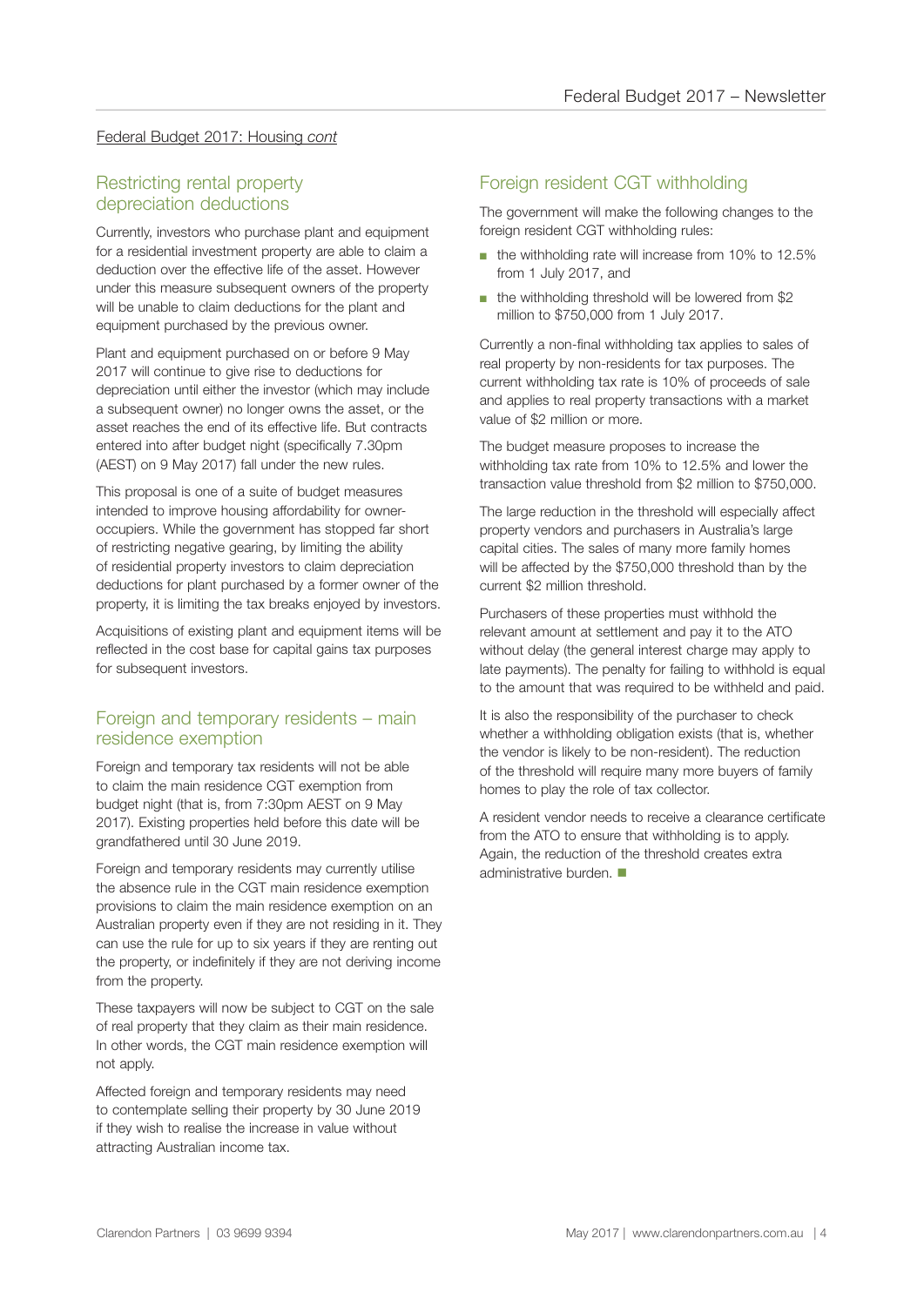Federal Budget 2017: Housing *cont*

## Restricting rental property depreciation deductions

Currently, investors who purchase plant and equipment for a residential investment property are able to claim a deduction over the effective life of the asset. However under this measure subsequent owners of the property will be unable to claim deductions for the plant and equipment purchased by the previous owner.

Plant and equipment purchased on or before 9 May 2017 will continue to give rise to deductions for depreciation until either the investor (which may include a subsequent owner) no longer owns the asset, or the asset reaches the end of its effective life. But contracts entered into after budget night (specifically 7.30pm (AEST) on 9 May 2017) fall under the new rules.

This proposal is one of a suite of budget measures intended to improve housing affordability for owner-occupiers. While the government has stopped far short of restricting negative gearing, by limiting the ability of residential property investors to claim depreciation deductions for plant purchased by a former owner of the property, it is limiting the tax breaks enjoyed by investors.

Acquisitions of existing plant and equipment items will be reflected in the cost base for capital gains tax purposes for subsequent investors.

## Foreign and temporary residents – main residence exemption

Foreign and temporary tax residents will not be able to claim the main residence CGT exemption from budget night (that is, from 7:30pm AEST on 9 May 2017). Existing properties held before this date will be grandfathered until 30 June 2019.

Foreign and temporary residents may currently utilise the absence rule in the CGT main residence exemption provisions to claim the main residence exemption on an Australian property even if they are not residing in it. They can use the rule for up to six years if they are renting out the property, or indefinitely if they are not deriving income from the property.

These taxpayers will now be subject to CGT on the sale of real property that they claim as their main residence. In other words, the CGT main residence exemption will not apply.

Affected foreign and temporary residents may need to contemplate selling their property by 30 June 2019 if they wish to realise the increase in value without attracting Australian income tax.

## Foreign resident CGT withholding

The government will make the following changes to the foreign resident CGT withholding rules:

- the withholding rate will increase from 10% to 12.5% from 1 July 2017, and
- the withholding threshold will be lowered from $2 million to $750,000 from 1 July 2017.

Currently a non-final withholding tax applies to sales of real property by non-residents for tax purposes. The current withholding tax rate is 10% of proceeds of sale and applies to real property transactions with a market value of $2 million or more.

The budget measure proposes to increase the withholding tax rate from 10% to 12.5% and lower the transaction value threshold from $2 million to $750,000.

The large reduction in the threshold will especially affect property vendors and purchasers in Australia's large capital cities. The sales of many more family homes will be affected by the $750,000 threshold than by the current $2 million threshold.

Purchasers of these properties must withhold the relevant amount at settlement and pay it to the ATO without delay (the general interest charge may apply to late payments). The penalty for failing to withhold is equal to the amount that was required to be withheld and paid.

It is also the responsibility of the purchaser to check whether a withholding obligation exists (that is, whether the vendor is likely to be non-resident). The reduction of the threshold will require many more buyers of family homes to play the role of tax collector.

A resident vendor needs to receive a clearance certificate from the ATO to ensure that withholding is to apply. Again, the reduction of the threshold creates extra administrative burden. ■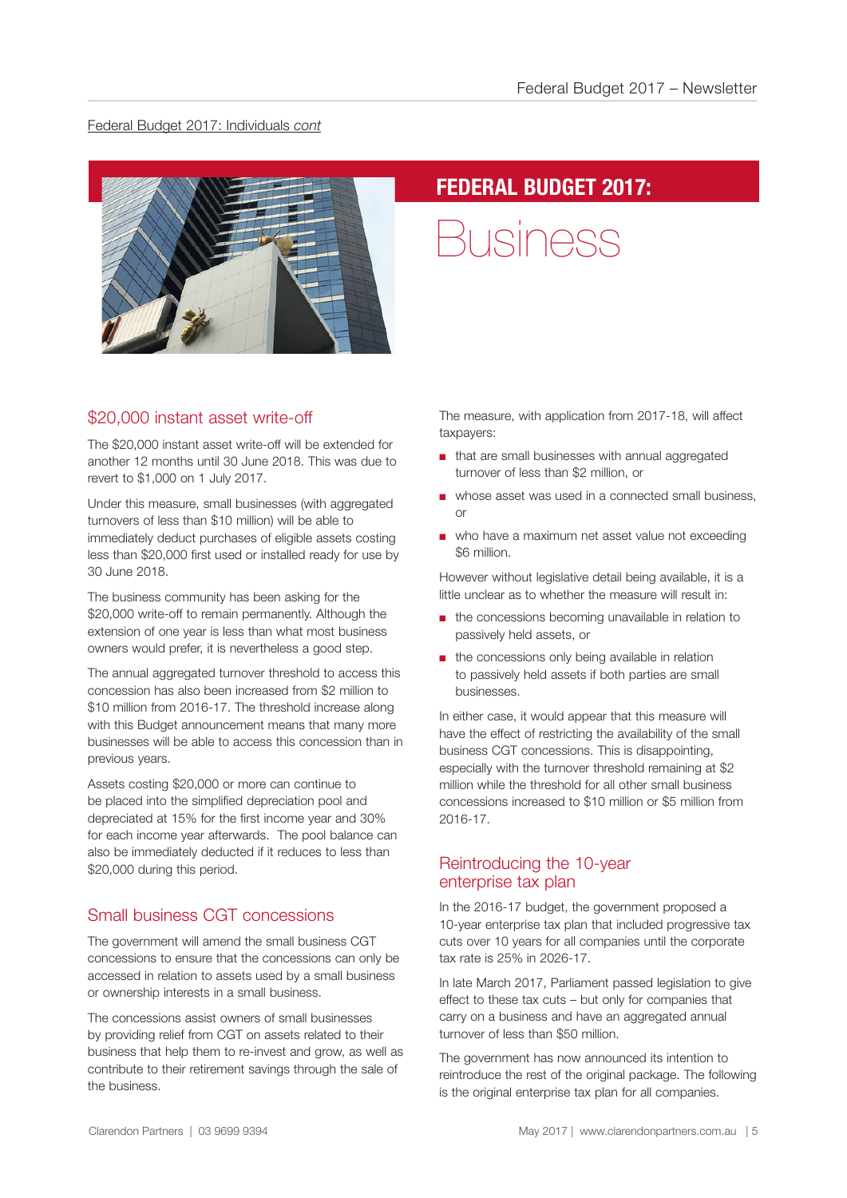Federal Budget 2017: Individuals *cont*

# FEDERAL BUDGET 2017: Business

## $20,000 instant asset write-off

The $20,000 instant asset write-off will be extended for another 12 months until 30 June 2018. This was due to revert to $1,000 on 1 July 2017.

Under this measure, small businesses (with aggregated turnovers of less than $10 million) will be able to immediately deduct purchases of eligible assets costing less than $20,000 first used or installed ready for use by 30 June 2018.

The business community has been asking for the $20,000 write-off to remain permanently. Although the extension of one year is less than what most business owners would prefer, it is nevertheless a good step.

The annual aggregated turnover threshold to access this concession has also been increased from $2 million to $10 million from 2016-17. The threshold increase along with this Budget announcement means that many more businesses will be able to access this concession than in previous years.

Assets costing $20,000 or more can continue to be placed into the simplified depreciation pool and depreciated at 15% for the first income year and 30% for each income year afterwards. The pool balance can also be immediately deducted if it reduces to less than $20,000 during this period.

## Small business CGT concessions

The government will amend the small business CGT concessions to ensure that the concessions can only be accessed in relation to assets used by a small business or ownership interests in a small business.

The concessions assist owners of small businesses by providing relief from CGT on assets related to their business that help them to re-invest and grow, as well as contribute to their retirement savings through the sale of the business.

The measure, with application from 2017-18, will affect taxpayers:

- that are small businesses with annual aggregated turnover of less than $2 million, or
- whose asset was used in a connected small business, or
- who have a maximum net asset value not exceeding $6 million.

However without legislative detail being available, it is a little unclear as to whether the measure will result in:

- the concessions becoming unavailable in relation to passively held assets, or
- the concessions only being available in relation to passively held assets if both parties are small businesses.

In either case, it would appear that this measure will have the effect of restricting the availability of the small business CGT concessions. This is disappointing, especially with the turnover threshold remaining at $2 million while the threshold for all other small business concessions increased to $10 million or $5 million from 2016-17.

## Reintroducing the 10-year enterprise tax plan

In the 2016-17 budget, the government proposed a 10-year enterprise tax plan that included progressive tax cuts over 10 years for all companies until the corporate tax rate is 25% in 2026-17.

In late March 2017, Parliament passed legislation to give effect to these tax cuts – but only for companies that carry on a business and have an aggregated annual turnover of less than $50 million.

The government has now announced its intention to reintroduce the rest of the original package. The following is the original enterprise tax plan for all companies.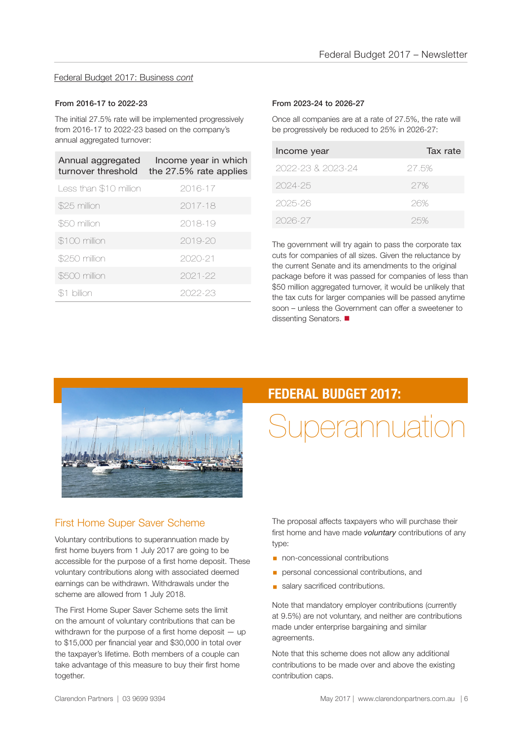Federal Budget 2017: Business *cont*

#### From 2016-17 to 2022-23

The initial 27.5% rate will be implemented progressively from 2016-17 to 2022-23 based on the company's annual aggregated turnover:

| Annual aggregated turnover threshold | Income year in which the 27.5% rate applies |
|---|---|
| Less than $10 million | 2016-17 |
| $25 million | 2017-18 |
| $50 million | 2018-19 |
| $100 million | 2019-20 |
| $250 million | 2020-21 |
| $500 million | 2021-22 |
| $1 billion | 2022-23 |

#### From 2023-24 to 2026-27

Once all companies are at a rate of 27.5%, the rate will be progressively be reduced to 25% in 2026-27:

| Income year | Tax rate |
|---|---|
| 2022-23 & 2023-24 | 27.5% |
| 2024-25 | 27% |
| 2025-26 | 26% |
| 2026-27 | 25% |

The government will try again to pass the corporate tax cuts for companies of all sizes. Given the reluctance by the current Senate and its amendments to the original package before it was passed for companies of less than $50 million aggregated turnover, it would be unlikely that the tax cuts for larger companies will be passed anytime soon – unless the Government can offer a sweetener to dissenting Senators. ■

# FEDERAL BUDGET 2017: Superannuation

## First Home Super Saver Scheme

Voluntary contributions to superannuation made by first home buyers from 1 July 2017 are going to be accessible for the purpose of a first home deposit. These voluntary contributions along with associated deemed earnings can be withdrawn. Withdrawals under the scheme are allowed from 1 July 2018.

The First Home Super Saver Scheme sets the limit on the amount of voluntary contributions that can be withdrawn for the purpose of a first home deposit — up to $15,000 per financial year and $30,000 in total over the taxpayer's lifetime. Both members of a couple can take advantage of this measure to buy their first home together.

The proposal affects taxpayers who will purchase their first home and have made ***voluntary*** contributions of any type:

- non-concessional contributions
- personal concessional contributions, and
- salary sacrificed contributions.

Note that mandatory employer contributions (currently at 9.5%) are not voluntary, and neither are contributions made under enterprise bargaining and similar agreements.

Note that this scheme does not allow any additional contributions to be made over and above the existing contribution caps.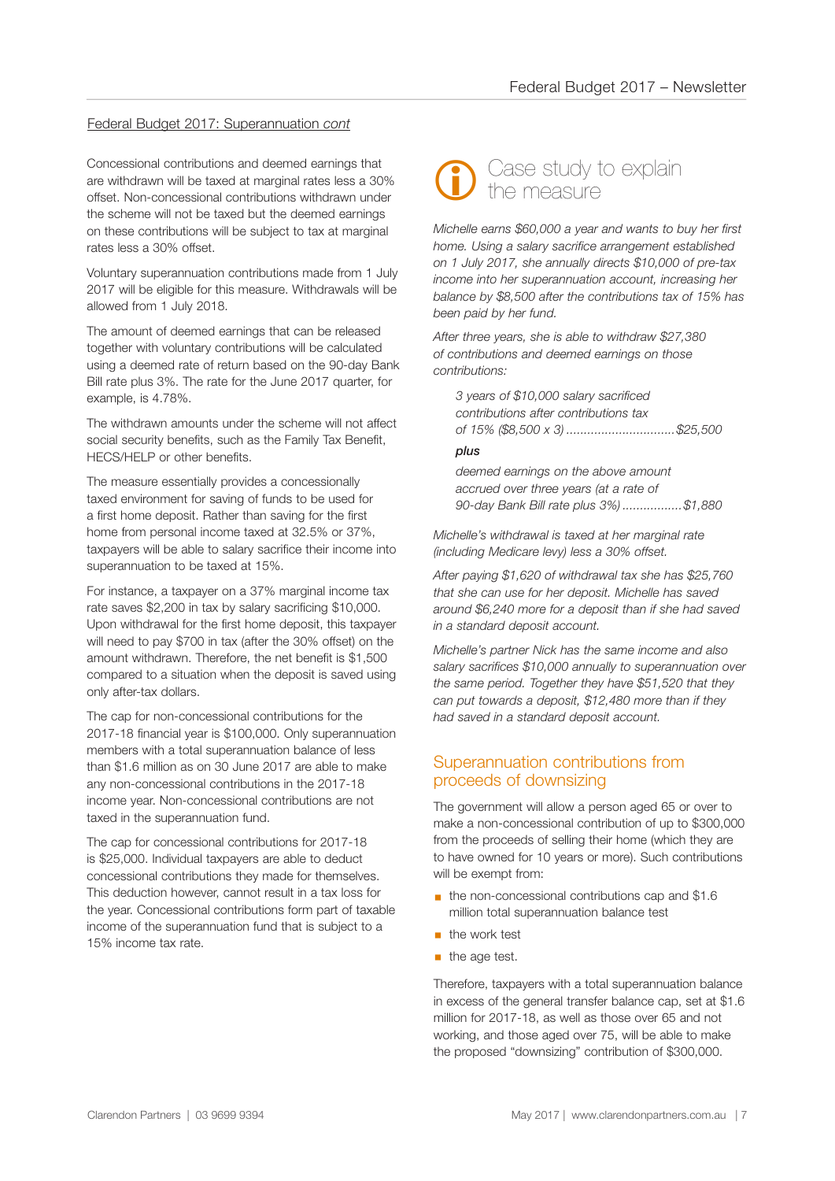## Federal Budget 2017: Superannuation *cont*

Concessional contributions and deemed earnings that are withdrawn will be taxed at marginal rates less a 30% offset. Non-concessional contributions withdrawn under the scheme will not be taxed but the deemed earnings on these contributions will be subject to tax at marginal rates less a 30% offset.

Voluntary superannuation contributions made from 1 July 2017 will be eligible for this measure. Withdrawals will be allowed from 1 July 2018.

The amount of deemed earnings that can be released together with voluntary contributions will be calculated using a deemed rate of return based on the 90-day Bank Bill rate plus 3%. The rate for the June 2017 quarter, for example, is 4.78%.

The withdrawn amounts under the scheme will not affect social security benefits, such as the Family Tax Benefit, HECS/HELP or other benefits.

The measure essentially provides a concessionally taxed environment for saving of funds to be used for a first home deposit. Rather than saving for the first home from personal income taxed at 32.5% or 37%, taxpayers will be able to salary sacrifice their income into superannuation to be taxed at 15%.

For instance, a taxpayer on a 37% marginal income tax rate saves $2,200 in tax by salary sacrificing $10,000. Upon withdrawal for the first home deposit, this taxpayer will need to pay $700 in tax (after the 30% offset) on the amount withdrawn. Therefore, the net benefit is $1,500 compared to a situation when the deposit is saved using only after-tax dollars.

The cap for non-concessional contributions for the 2017-18 financial year is $100,000. Only superannuation members with a total superannuation balance of less than $1.6 million as on 30 June 2017 are able to make any non-concessional contributions in the 2017-18 income year. Non-concessional contributions are not taxed in the superannuation fund.

The cap for concessional contributions for 2017-18 is $25,000. Individual taxpayers are able to deduct concessional contributions they made for themselves. This deduction however, cannot result in a tax loss for the year. Concessional contributions form part of taxable income of the superannuation fund that is subject to a 15% income tax rate.

### Case study to explain the measure

*Michelle earns $60,000 a year and wants to buy her first home. Using a salary sacrifice arrangement established on 1 July 2017, she annually directs $10,000 of pre-tax income into her superannuation account, increasing her balance by $8,500 after the contributions tax of 15% has been paid by her fund.*

*After three years, she is able to withdraw $27,380 of contributions and deemed earnings on those contributions:*

> *3 years of $10,000 salary sacrificed contributions after contributions tax of 15% ($8,500 x 3) ............................... $25,500*
>
> ***plus***
>
> *deemed earnings on the above amount accrued over three years (at a rate of 90-day Bank Bill rate plus 3%) ................. $1,880*

*Michelle's withdrawal is taxed at her marginal rate (including Medicare levy) less a 30% offset.*

*After paying $1,620 of withdrawal tax she has $25,760 that she can use for her deposit. Michelle has saved around $6,240 more for a deposit than if she had saved in a standard deposit account.*

*Michelle's partner Nick has the same income and also salary sacrifices $10,000 annually to superannuation over the same period. Together they have $51,520 that they can put towards a deposit, $12,480 more than if they had saved in a standard deposit account.*

### Superannuation contributions from proceeds of downsizing

The government will allow a person aged 65 or over to make a non-concessional contribution of up to $300,000 from the proceeds of selling their home (which they are to have owned for 10 years or more). Such contributions will be exempt from:

- the non-concessional contributions cap and $1.6 million total superannuation balance test
- the work test
- the age test.

Therefore, taxpayers with a total superannuation balance in excess of the general transfer balance cap, set at $1.6 million for 2017-18, as well as those over 65 and not working, and those aged over 75, will be able to make the proposed "downsizing" contribution of $300,000.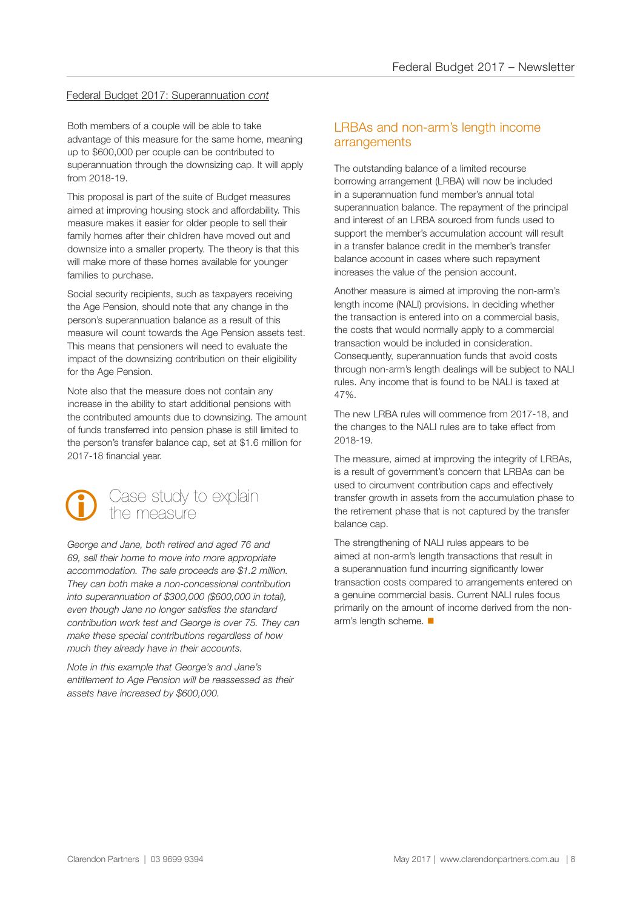Federal Budget 2017: Superannuation *cont*

Both members of a couple will be able to take advantage of this measure for the same home, meaning up to $600,000 per couple can be contributed to superannuation through the downsizing cap. It will apply from 2018-19.

This proposal is part of the suite of Budget measures aimed at improving housing stock and affordability. This measure makes it easier for older people to sell their family homes after their children have moved out and downsize into a smaller property. The theory is that this will make more of these homes available for younger families to purchase.

Social security recipients, such as taxpayers receiving the Age Pension, should note that any change in the person's superannuation balance as a result of this measure will count towards the Age Pension assets test. This means that pensioners will need to evaluate the impact of the downsizing contribution on their eligibility for the Age Pension.

Note also that the measure does not contain any increase in the ability to start additional pensions with the contributed amounts due to downsizing. The amount of funds transferred into pension phase is still limited to the person's transfer balance cap, set at $1.6 million for 2017-18 financial year.

### Case study to explain the measure

*George and Jane, both retired and aged 76 and 69, sell their home to move into more appropriate accommodation. The sale proceeds are $1.2 million. They can both make a non-concessional contribution into superannuation of $300,000 ($600,000 in total), even though Jane no longer satisfies the standard contribution work test and George is over 75. They can make these special contributions regardless of how much they already have in their accounts.*

*Note in this example that George's and Jane's entitlement to Age Pension will be reassessed as their assets have increased by $600,000.*

## LRBAs and non-arm's length income arrangements

The outstanding balance of a limited recourse borrowing arrangement (LRBA) will now be included in a superannuation fund member's annual total superannuation balance. The repayment of the principal and interest of an LRBA sourced from funds used to support the member's accumulation account will result in a transfer balance credit in the member's transfer balance account in cases where such repayment increases the value of the pension account.

Another measure is aimed at improving the non-arm's length income (NALI) provisions. In deciding whether the transaction is entered into on a commercial basis, the costs that would normally apply to a commercial transaction would be included in consideration. Consequently, superannuation funds that avoid costs through non-arm's length dealings will be subject to NALI rules. Any income that is found to be NALI is taxed at 47%.

The new LRBA rules will commence from 2017-18, and the changes to the NALI rules are to take effect from 2018-19.

The measure, aimed at improving the integrity of LRBAs, is a result of government's concern that LRBAs can be used to circumvent contribution caps and effectively transfer growth in assets from the accumulation phase to the retirement phase that is not captured by the transfer balance cap.

The strengthening of NALI rules appears to be aimed at non-arm's length transactions that result in a superannuation fund incurring significantly lower transaction costs compared to arrangements entered on a genuine commercial basis. Current NALI rules focus primarily on the amount of income derived from the non-arm's length scheme. ■